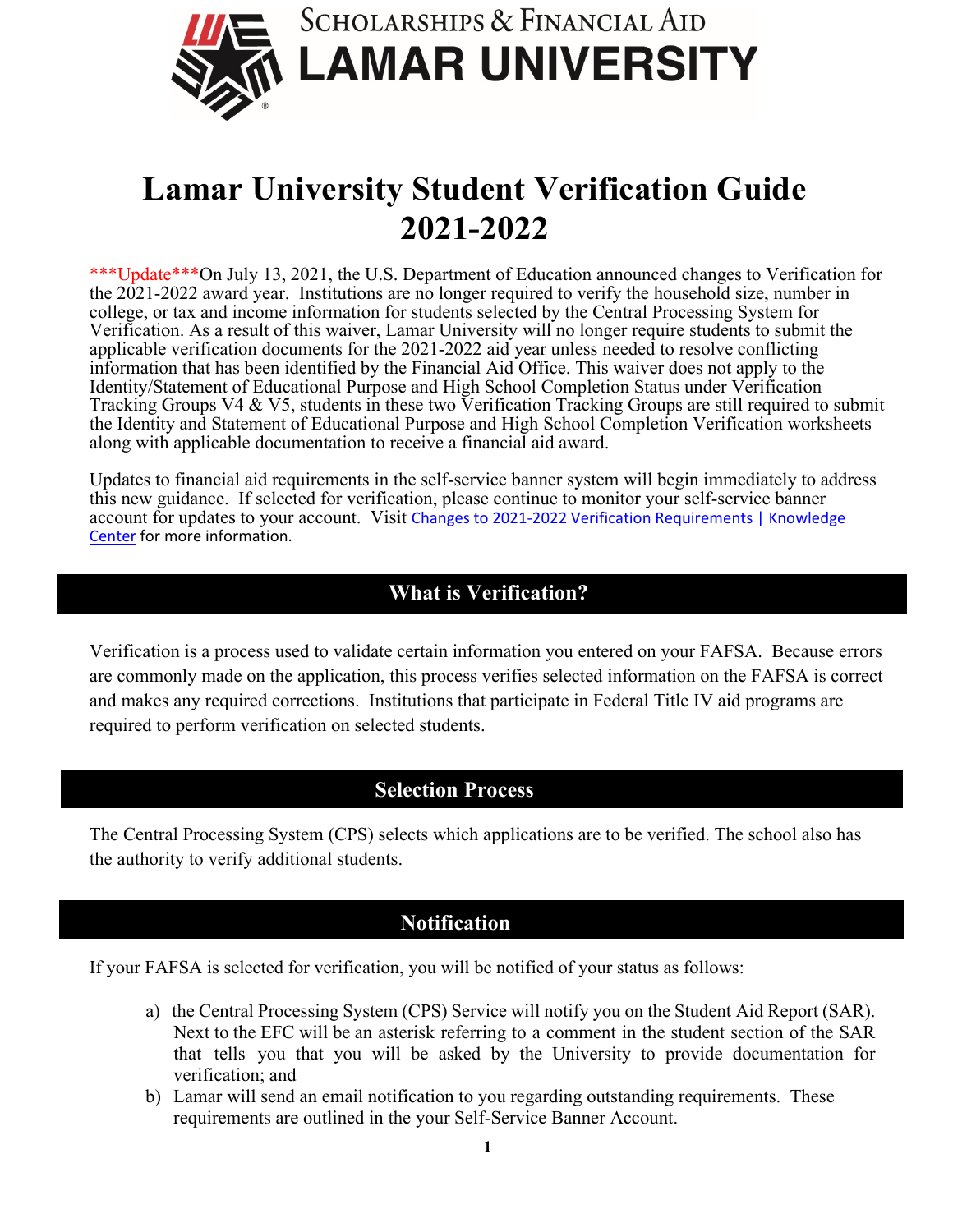SCHOLARSHIPS & FINANCIAL AID
LAMAR UNIVERSITY

# Lamar University Student Verification Guide 2021-2022

***Update***On July 13, 2021, the U.S. Department of Education announced changes to Verification for the 2021-2022 award year. Institutions are no longer required to verify the household size, number in college, or tax and income information for students selected by the Central Processing System for Verification. As a result of this waiver, Lamar University will no longer require students to submit the applicable verification documents for the 2021-2022 aid year unless needed to resolve conflicting information that has been identified by the Financial Aid Office. This waiver does not apply to the Identity/Statement of Educational Purpose and High School Completion Status under Verification Tracking Groups V4 & V5, students in these two Verification Tracking Groups are still required to submit the Identity and Statement of Educational Purpose and High School Completion Verification worksheets along with applicable documentation to receive a financial aid award.

Updates to financial aid requirements in the self-service banner system will begin immediately to address this new guidance. If selected for verification, please continue to monitor your self-service banner account for updates to your account. Visit Changes to 2021-2022 Verification Requirements | Knowledge Center for more information.

## What is Verification?

Verification is a process used to validate certain information you entered on your FAFSA. Because errors are commonly made on the application, this process verifies selected information on the FAFSA is correct and makes any required corrections. Institutions that participate in Federal Title IV aid programs are required to perform verification on selected students.

## Selection Process

The Central Processing System (CPS) selects which applications are to be verified. The school also has the authority to verify additional students.

## Notification

If your FAFSA is selected for verification, you will be notified of your status as follows:

a) the Central Processing System (CPS) Service will notify you on the Student Aid Report (SAR). Next to the EFC will be an asterisk referring to a comment in the student section of the SAR that tells you that you will be asked by the University to provide documentation for verification; and
b) Lamar will send an email notification to you regarding outstanding requirements. These requirements are outlined in the your Self-Service Banner Account.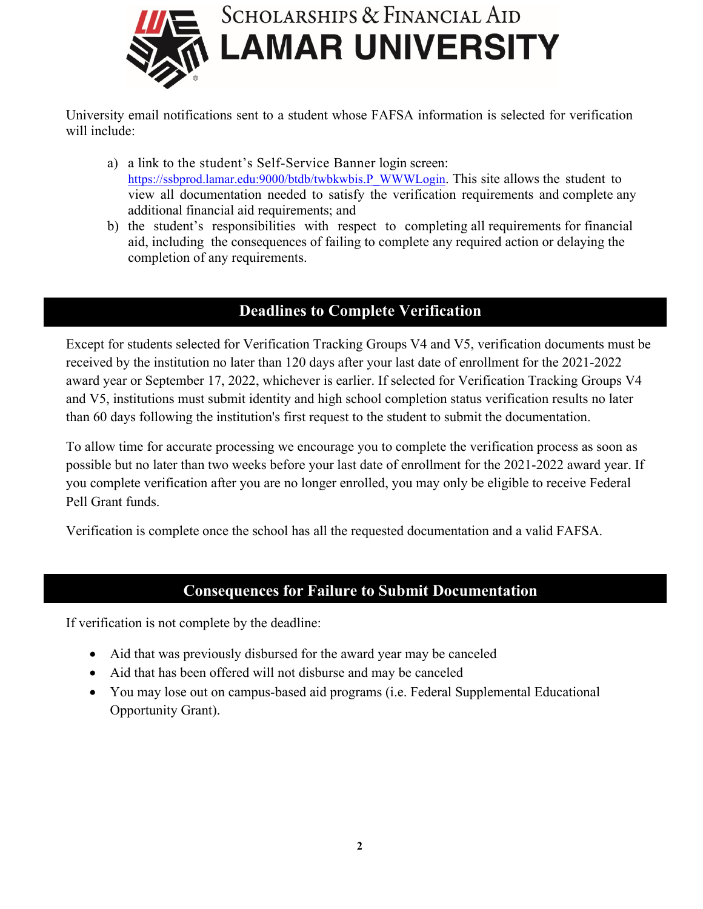University email notifications sent to a student whose FAFSA information is selected for verification will include:

a) a link to the student's Self-Service Banner login screen: [https://ssbprod.lamar.edu:9000/btdb/twbkwbis.P_WWWLogin](https://ssbprod.lamar.edu:9000/btdb/twbkwbis.P_WWWLogin). This site allows the student to view all documentation needed to satisfy the verification requirements and complete any additional financial aid requirements; and
b) the student's responsibilities with respect to completing all requirements for financial aid, including the consequences of failing to complete any required action or delaying the completion of any requirements.

## Deadlines to Complete Verification

Except for students selected for Verification Tracking Groups V4 and V5, verification documents must be received by the institution no later than 120 days after your last date of enrollment for the 2021-2022 award year or September 17, 2022, whichever is earlier. If selected for Verification Tracking Groups V4 and V5, institutions must submit identity and high school completion status verification results no later than 60 days following the institution's first request to the student to submit the documentation.

To allow time for accurate processing we encourage you to complete the verification process as soon as possible but no later than two weeks before your last date of enrollment for the 2021-2022 award year. If you complete verification after you are no longer enrolled, you may only be eligible to receive Federal Pell Grant funds.

Verification is complete once the school has all the requested documentation and a valid FAFSA.

## Consequences for Failure to Submit Documentation

If verification is not complete by the deadline:

- Aid that was previously disbursed for the award year may be canceled
- Aid that has been offered will not disburse and may be canceled
- You may lose out on campus-based aid programs (i.e. Federal Supplemental Educational Opportunity Grant).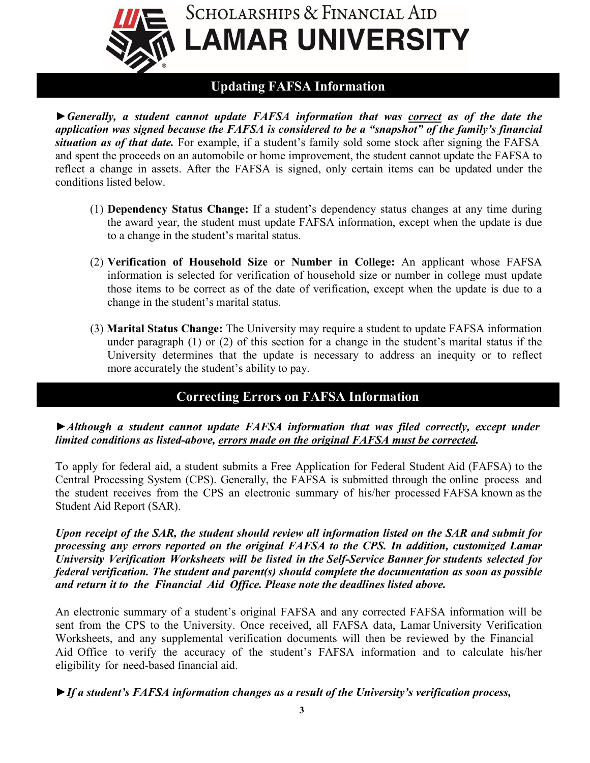## Updating FAFSA Information

►***Generally, a student cannot update FAFSA information that was correct as of the date the application was signed because the FAFSA is considered to be a "snapshot" of the family's financial situation as of that date.*** For example, if a student's family sold some stock after signing the FAFSA and spent the proceeds on an automobile or home improvement, the student cannot update the FAFSA to reflect a change in assets. After the FAFSA is signed, only certain items can be updated under the conditions listed below.

(1) **Dependency Status Change:** If a student's dependency status changes at any time during the award year, the student must update FAFSA information, except when the update is due to a change in the student's marital status.

(2) **Verification of Household Size or Number in College:** An applicant whose FAFSA information is selected for verification of household size or number in college must update those items to be correct as of the date of verification, except when the update is due to a change in the student's marital status.

(3) **Marital Status Change:** The University may require a student to update FAFSA information under paragraph (1) or (2) of this section for a change in the student's marital status if the University determines that the update is necessary to address an inequity or to reflect more accurately the student's ability to pay.

## Correcting Errors on FAFSA Information

►***Although a student cannot update FAFSA information that was filed correctly, except under limited conditions as listed-above, errors made on the original FAFSA must be corrected.***

To apply for federal aid, a student submits a Free Application for Federal Student Aid (FAFSA) to the Central Processing System (CPS). Generally, the FAFSA is submitted through the online process and the student receives from the CPS an electronic summary of his/her processed FAFSA known as the Student Aid Report (SAR).

***Upon receipt of the SAR, the student should review all information listed on the SAR and submit for processing any errors reported on the original FAFSA to the CPS. In addition, customized Lamar University Verification Worksheets will be listed in the Self-Service Banner for students selected for federal verification. The student and parent(s) should complete the documentation as soon as possible and return it to the Financial Aid Office. Please note the deadlines listed above.***

An electronic summary of a student's original FAFSA and any corrected FAFSA information will be sent from the CPS to the University. Once received, all FAFSA data, Lamar University Verification Worksheets, and any supplemental verification documents will then be reviewed by the Financial Aid Office to verify the accuracy of the student's FAFSA information and to calculate his/her eligibility for need-based financial aid.

►***If a student's FAFSA information changes as a result of the University's verification process,***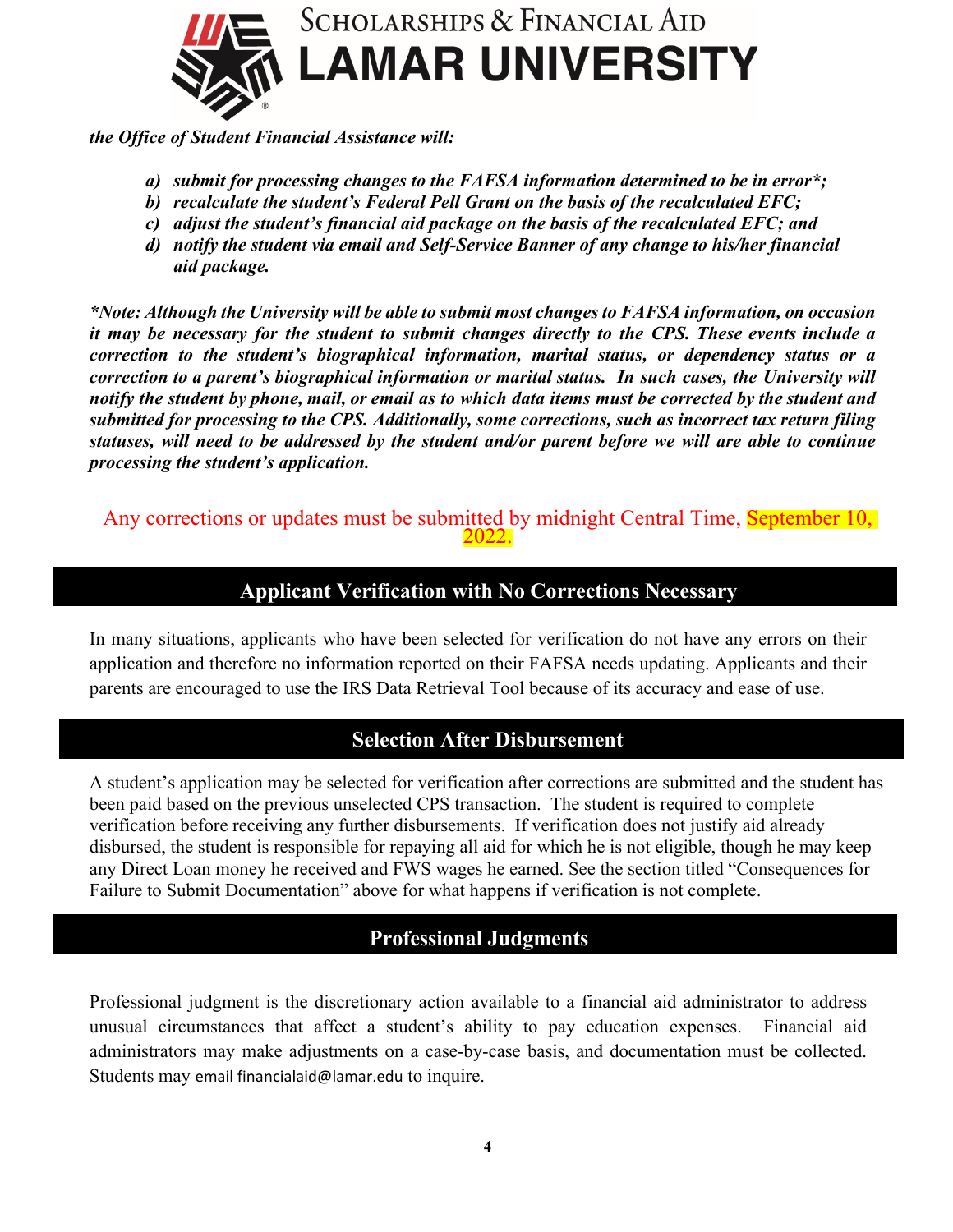*the Office of Student Financial Assistance will:*

- ***a) submit for processing changes to the FAFSA information determined to be in error*;***
- ***b) recalculate the student's Federal Pell Grant on the basis of the recalculated EFC;***
- ***c) adjust the student's financial aid package on the basis of the recalculated EFC; and***
- ***d) notify the student via email and Self-Service Banner of any change to his/her financial aid package.***

****Note: Although the University will be able to submit most changes to FAFSA information, on occasion it may be necessary for the student to submit changes directly to the CPS. These events include a correction to the student's biographical information, marital status, or dependency status or a correction to a parent's biographical information or marital status. In such cases, the University will notify the student by phone, mail, or email as to which data items must be corrected by the student and submitted for processing to the CPS. Additionally, some corrections, such as incorrect tax return filing statuses, will need to be addressed by the student and/or parent before we will are able to continue processing the student's application.***

Any corrections or updates must be submitted by midnight Central Time, September 10, 2022.

## Applicant Verification with No Corrections Necessary

In many situations, applicants who have been selected for verification do not have any errors on their application and therefore no information reported on their FAFSA needs updating. Applicants and their parents are encouraged to use the IRS Data Retrieval Tool because of its accuracy and ease of use.

## Selection After Disbursement

A student's application may be selected for verification after corrections are submitted and the student has been paid based on the previous unselected CPS transaction. The student is required to complete verification before receiving any further disbursements. If verification does not justify aid already disbursed, the student is responsible for repaying all aid for which he is not eligible, though he may keep any Direct Loan money he received and FWS wages he earned. See the section titled "Consequences for Failure to Submit Documentation" above for what happens if verification is not complete.

## Professional Judgments

Professional judgment is the discretionary action available to a financial aid administrator to address unusual circumstances that affect a student's ability to pay education expenses. Financial aid administrators may make adjustments on a case-by-case basis, and documentation must be collected. Students may email financialaid@lamar.edu to inquire.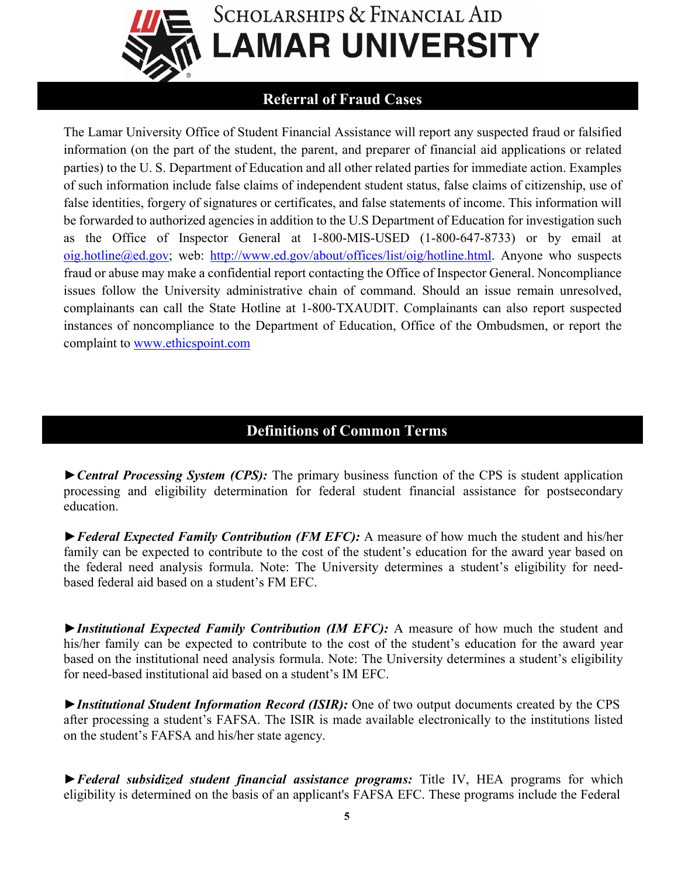# Scholarships & Financial Aid
# LAMAR UNIVERSITY

## Referral of Fraud Cases

The Lamar University Office of Student Financial Assistance will report any suspected fraud or falsified information (on the part of the student, the parent, and preparer of financial aid applications or related parties) to the U. S. Department of Education and all other related parties for immediate action. Examples of such information include false claims of independent student status, false claims of citizenship, use of false identities, forgery of signatures or certificates, and false statements of income. This information will be forwarded to authorized agencies in addition to the U.S Department of Education for investigation such as the Office of Inspector General at 1-800-MIS-USED (1-800-647-8733) or by email at [oig.hotline@ed.gov](mailto:oig.hotline@ed.gov); web: [http://www.ed.gov/about/offices/list/oig/hotline.html](http://www.ed.gov/about/offices/list/oig/hotline.html). Anyone who suspects fraud or abuse may make a confidential report contacting the Office of Inspector General. Noncompliance issues follow the University administrative chain of command. Should an issue remain unresolved, complainants can call the State Hotline at 1-800-TXAUDIT. Complainants can also report suspected instances of noncompliance to the Department of Education, Office of the Ombudsmen, or report the complaint to [www.ethicspoint.com](http://www.ethicspoint.com)

## Definitions of Common Terms

►***Central Processing System (CPS):*** The primary business function of the CPS is student application processing and eligibility determination for federal student financial assistance for postsecondary education.

►***Federal Expected Family Contribution (FM EFC):*** A measure of how much the student and his/her family can be expected to contribute to the cost of the student's education for the award year based on the federal need analysis formula. Note: The University determines a student's eligibility for need-based federal aid based on a student's FM EFC.

►***Institutional Expected Family Contribution (IM EFC):*** A measure of how much the student and his/her family can be expected to contribute to the cost of the student's education for the award year based on the institutional need analysis formula. Note: The University determines a student's eligibility for need-based institutional aid based on a student's IM EFC.

►***Institutional Student Information Record (ISIR):*** One of two output documents created by the CPS after processing a student's FAFSA. The ISIR is made available electronically to the institutions listed on the student's FAFSA and his/her state agency.

►***Federal subsidized student financial assistance programs:*** Title IV, HEA programs for which eligibility is determined on the basis of an applicant's FAFSA EFC. These programs include the Federal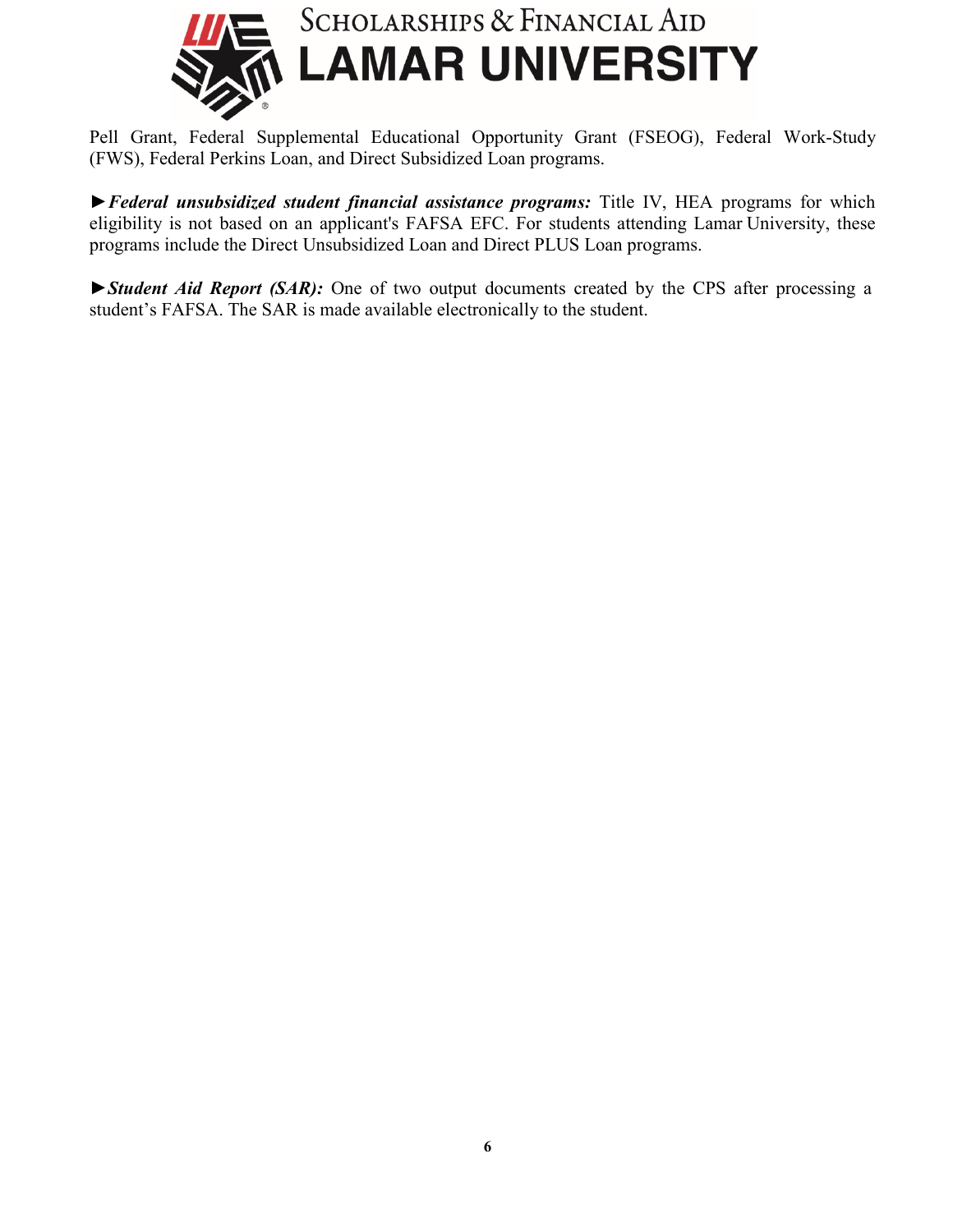Pell Grant, Federal Supplemental Educational Opportunity Grant (FSEOG), Federal Work-Study (FWS), Federal Perkins Loan, and Direct Subsidized Loan programs.

►***Federal unsubsidized student financial assistance programs:*** Title IV, HEA programs for which eligibility is not based on an applicant's FAFSA EFC. For students attending Lamar University, these programs include the Direct Unsubsidized Loan and Direct PLUS Loan programs.

►***Student Aid Report (SAR):*** One of two output documents created by the CPS after processing a student's FAFSA. The SAR is made available electronically to the student.